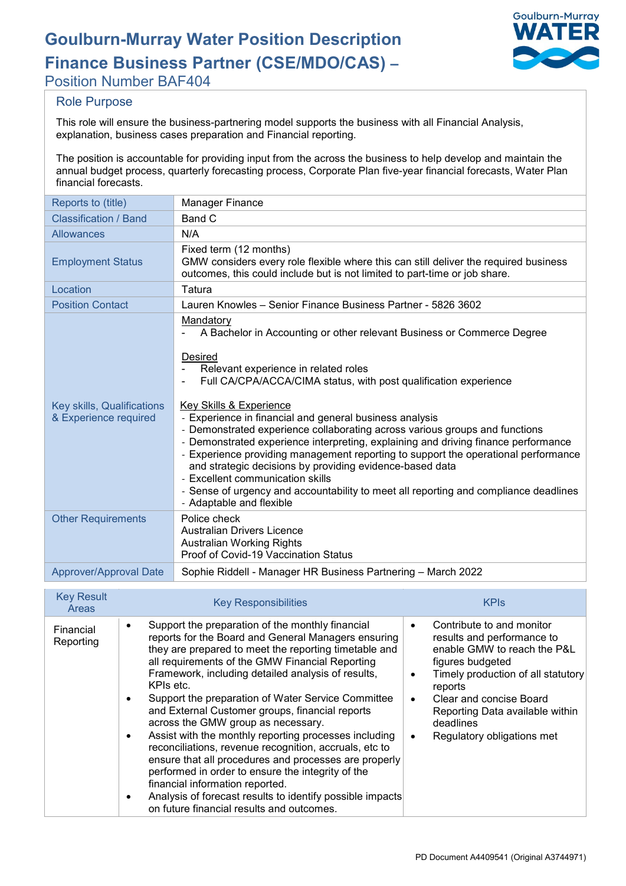# Goulburn-Murray Water Position Description

## Finance Business Partner (CSE/MDO/CAS) –

Position Number BAF404

### Role Purpose

This role will ensure the business-partnering model supports the business with all Financial Analysis, explanation, business cases preparation and Financial reporting.

The position is accountable for providing input from the across the business to help develop and maintain the annual budget process, quarterly forecasting process, Corporate Plan five-year financial forecasts, Water Plan financial forecasts.

| | |
|---|---|
| Reports to (title) | Manager Finance |
| Classification / Band | Band C |
| Allowances | N/A |
| Employment Status | Fixed term (12 months)<br>GMW considers every role flexible where this can still deliver the required business outcomes, this could include but is not limited to part-time or job share. |
| Location | Tatura |
| Position Contact | Lauren Knowles – Senior Finance Business Partner - 5826 3602 |
| Key skills, Qualifications & Experience required | Mandatory<br>- A Bachelor in Accounting or other relevant Business or Commerce Degree<br><br>Desired<br>- Relevant experience in related roles<br>- Full CA/CPA/ACCA/CIMA status, with post qualification experience<br><br>Key Skills & Experience<br>- Experience in financial and general business analysis<br>- Demonstrated experience collaborating across various groups and functions<br>- Demonstrated experience interpreting, explaining and driving finance performance<br>- Experience providing management reporting to support the operational performance and strategic decisions by providing evidence-based data<br>- Excellent communication skills<br>- Sense of urgency and accountability to meet all reporting and compliance deadlines<br>- Adaptable and flexible |
| Other Requirements | Police check<br>Australian Drivers Licence<br>Australian Working Rights<br>Proof of Covid-19 Vaccination Status |
| Approver/Approval Date | Sophie Riddell - Manager HR Business Partnering – March 2022 |

| Key Result Areas | Key Responsibilities | KPIs |
|---|---|---|
| Financial Reporting | • Support the preparation of the monthly financial reports for the Board and General Managers ensuring they are prepared to meet the reporting timetable and all requirements of the GMW Financial Reporting Framework, including detailed analysis of results, KPIs etc.<br>• Support the preparation of Water Service Committee and External Customer groups, financial reports across the GMW group as necessary.<br>• Assist with the monthly reporting processes including reconciliations, revenue recognition, accruals, etc to ensure that all procedures and processes are properly performed in order to ensure the integrity of the financial information reported.<br>• Analysis of forecast results to identify possible impacts on future financial results and outcomes. | • Contribute to and monitor results and performance to enable GMW to reach the P&L figures budgeted<br>• Timely production of all statutory reports<br>• Clear and concise Board Reporting Data available within deadlines<br>• Regulatory obligations met |

PD Document A4409541 (Original A3744971)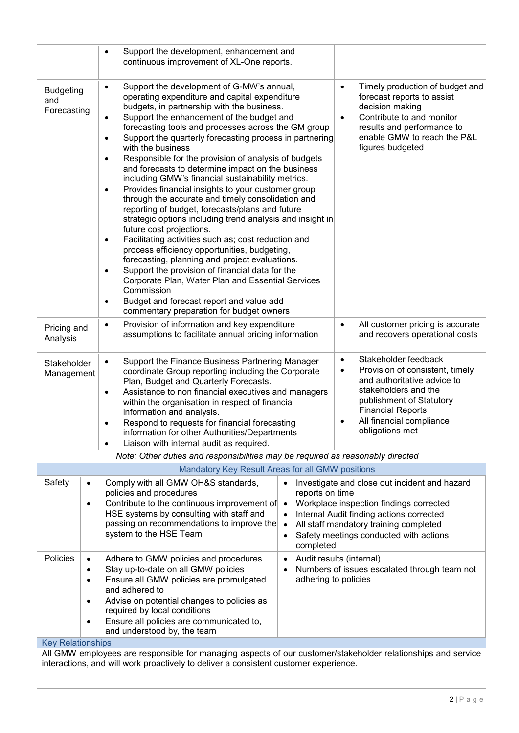| | | |
|---|---|---|
| | • Support the development, enhancement and continuous improvement of XL-One reports. | |
| Budgeting and Forecasting | • Support the development of G-MW's annual, operating expenditure and capital expenditure budgets, in partnership with the business.<br>• Support the enhancement of the budget and forecasting tools and processes across the GM group<br>• Support the quarterly forecasting process in partnering with the business<br>• Responsible for the provision of analysis of budgets and forecasts to determine impact on the business including GMW's financial sustainability metrics.<br>• Provides financial insights to your customer group through the accurate and timely consolidation and reporting of budget, forecasts/plans and future strategic options including trend analysis and insight in future cost projections.<br>• Facilitating activities such as; cost reduction and process efficiency opportunities, budgeting, forecasting, planning and project evaluations.<br>• Support the provision of financial data for the Corporate Plan, Water Plan and Essential Services Commission<br>• Budget and forecast report and value add commentary preparation for budget owners | • Timely production of budget and forecast reports to assist decision making<br>• Contribute to and monitor results and performance to enable GMW to reach the P&L figures budgeted |
| Pricing and Analysis | • Provision of information and key expenditure assumptions to facilitate annual pricing information | • All customer pricing is accurate and recovers operational costs |
| Stakeholder Management | • Support the Finance Business Partnering Manager coordinate Group reporting including the Corporate Plan, Budget and Quarterly Forecasts.<br>• Assistance to non financial executives and managers within the organisation in respect of financial information and analysis.<br>• Respond to requests for financial forecasting information for other Authorities/Departments<br>• Liaison with internal audit as required. | • Stakeholder feedback<br>• Provision of consistent, timely and authoritative advice to stakeholders and the publishment of Statutory Financial Reports<br>• All financial compliance obligations met |

*Note: Other duties and responsibilities may be required as reasonably directed*

## Mandatory Key Result Areas for all GMW positions

| | | |
|---|---|---|
| Safety | • Comply with all GMW OH&S standards, policies and procedures<br>• Contribute to the continuous improvement of HSE systems by consulting with staff and passing on recommendations to improve the system to the HSE Team | • Investigate and close out incident and hazard reports on time<br>• Workplace inspection findings corrected<br>• Internal Audit finding actions corrected<br>• All staff mandatory training completed<br>• Safety meetings conducted with actions completed |
| Policies | • Adhere to GMW policies and procedures<br>• Stay up-to-date on all GMW policies<br>• Ensure all GMW policies are promulgated and adhered to<br>• Advise on potential changes to policies as required by local conditions<br>• Ensure all policies are communicated to, and understood by, the team | • Audit results (internal)<br>• Numbers of issues escalated through team not adhering to policies |

## Key Relationships

All GMW employees are responsible for managing aspects of our customer/stakeholder relationships and service interactions, and will work proactively to deliver a consistent customer experience.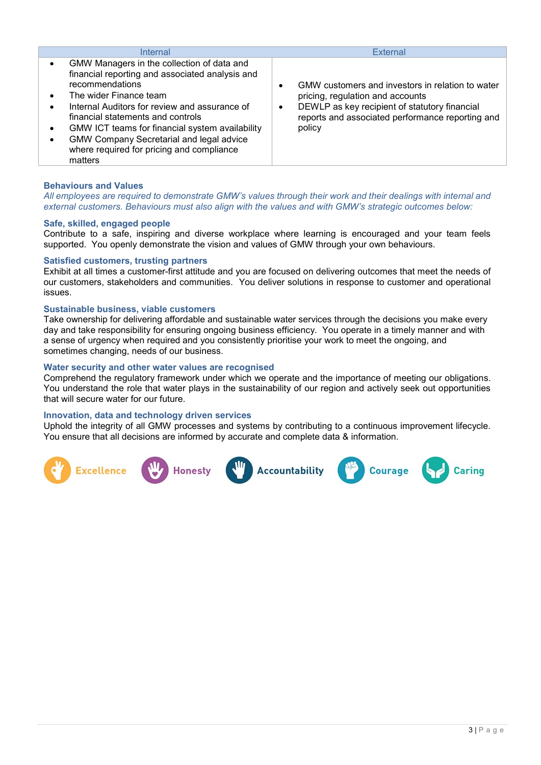| Internal | External |
| --- | --- |
| • GMW Managers in the collection of data and financial reporting and associated analysis and recommendations<br>• The wider Finance team<br>• Internal Auditors for review and assurance of financial statements and controls<br>• GMW ICT teams for financial system availability<br>• GMW Company Secretarial and legal advice where required for pricing and compliance matters | • GMW customers and investors in relation to water pricing, regulation and accounts<br>• DEWLP as key recipient of statutory financial reports and associated performance reporting and policy |

### Behaviours and Values

*All employees are required to demonstrate GMW's values through their work and their dealings with internal and external customers. Behaviours must also align with the values and with GMW's strategic outcomes below:*

#### Safe, skilled, engaged people

Contribute to a safe, inspiring and diverse workplace where learning is encouraged and your team feels supported. You openly demonstrate the vision and values of GMW through your own behaviours.

#### Satisfied customers, trusting partners

Exhibit at all times a customer-first attitude and you are focused on delivering outcomes that meet the needs of our customers, stakeholders and communities. You deliver solutions in response to customer and operational issues.

#### Sustainable business, viable customers

Take ownership for delivering affordable and sustainable water services through the decisions you make every day and take responsibility for ensuring ongoing business efficiency. You operate in a timely manner and with a sense of urgency when required and you consistently prioritise your work to meet the ongoing, and sometimes changing, needs of our business.

#### Water security and other water values are recognised

Comprehend the regulatory framework under which we operate and the importance of meeting our obligations. You understand the role that water plays in the sustainability of our region and actively seek out opportunities that will secure water for our future.

#### Innovation, data and technology driven services

Uphold the integrity of all GMW processes and systems by contributing to a continuous improvement lifecycle. You ensure that all decisions are informed by accurate and complete data & information.

Excellence Honesty Accountability Courage Caring